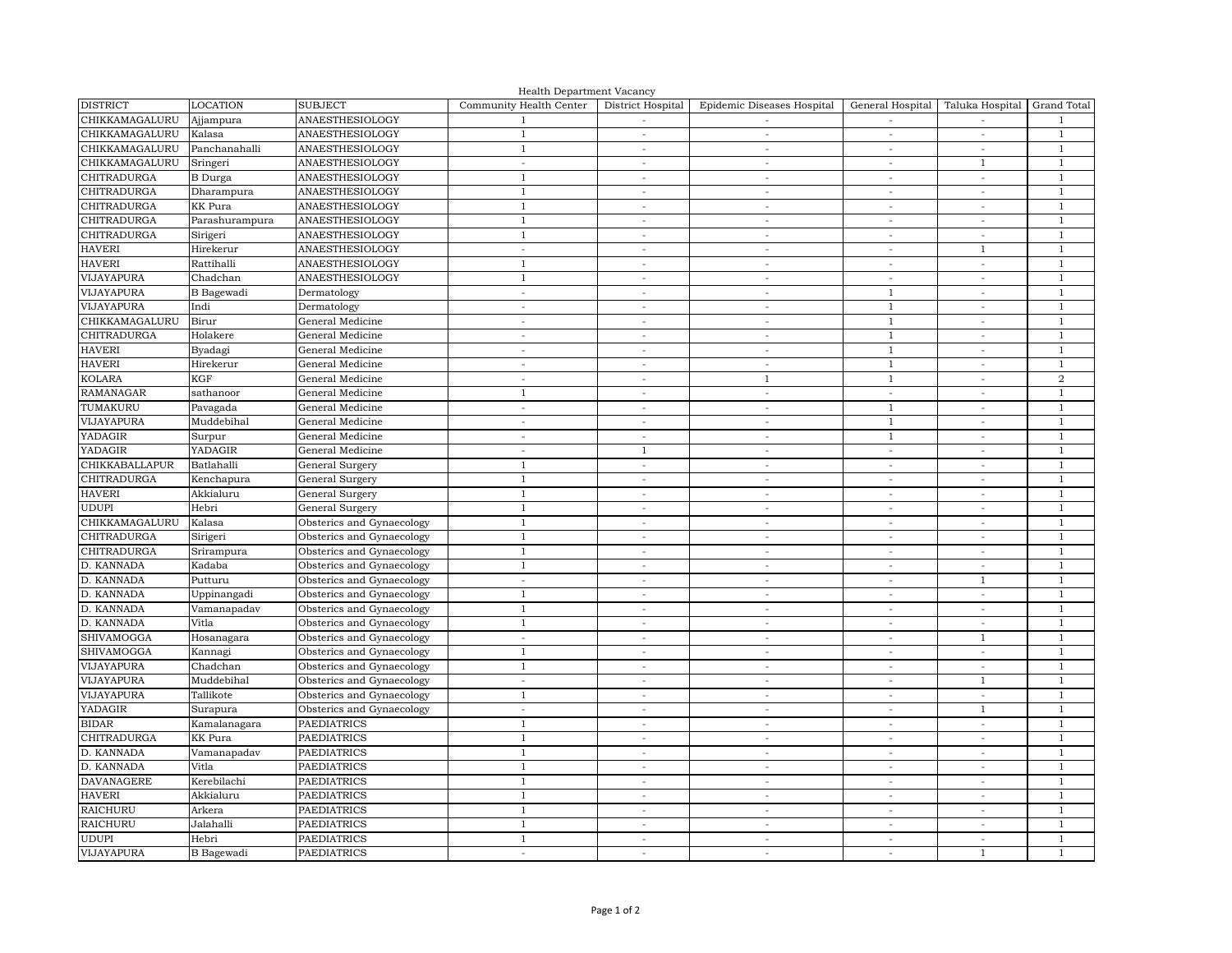Health Department Vacancy

| DISTRICT | LOCATION | SUBJECT | Community Health Center | District Hospital | Epidemic Diseases Hospital | General Hospital | Taluka Hospital | Grand Total |
|---|---|---|---|---|---|---|---|---|
| CHIKKAMAGALURU | Ajjampura | ANAESTHESIOLOGY | 1 | - | - | - | - | 1 |
| CHIKKAMAGALURU | Kalasa | ANAESTHESIOLOGY | 1 | - | - | - | - | 1 |
| CHIKKAMAGALURU | Panchanahalli | ANAESTHESIOLOGY | 1 | - | - | - | - | 1 |
| CHIKKAMAGALURU | Sringeri | ANAESTHESIOLOGY | - | - | - | - | 1 | 1 |
| CHITRADURGA | B Durga | ANAESTHESIOLOGY | 1 | - | - | - | - | 1 |
| CHITRADURGA | Dharampura | ANAESTHESIOLOGY | 1 | - | - | - | - | 1 |
| CHITRADURGA | KK Pura | ANAESTHESIOLOGY | 1 | - | - | - | - | 1 |
| CHITRADURGA | Parashurampura | ANAESTHESIOLOGY | 1 | - | - | - | - | 1 |
| CHITRADURGA | Sirigeri | ANAESTHESIOLOGY | 1 | - | - | - | - | 1 |
| HAVERI | Hirekerur | ANAESTHESIOLOGY | - | - | - | - | 1 | 1 |
| HAVERI | Rattihalli | ANAESTHESIOLOGY | 1 | - | - | - | - | 1 |
| VIJAYAPURA | Chadchan | ANAESTHESIOLOGY | 1 | - | - | - | - | 1 |
| VIJAYAPURA | B Bagewadi | Dermatology | - | - | - | 1 | - | 1 |
| VIJAYAPURA | Indi | Dermatology | - | - | - | 1 | - | 1 |
| CHIKKAMAGALURU | Birur | General Medicine | - | - | - | 1 | - | 1 |
| CHITRADURGA | Holakere | General Medicine | - | - | - | 1 | - | 1 |
| HAVERI | Byadagi | General Medicine | - | - | - | 1 | - | 1 |
| HAVERI | Hirekerur | General Medicine | - | - | - | 1 | - | 1 |
| KOLARA | KGF | General Medicine | - | - | 1 | 1 | - | 2 |
| RAMANAGAR | sathanoor | General Medicine | 1 | - | - | - | - | 1 |
| TUMAKURU | Pavagada | General Medicine | - | - | - | 1 | - | 1 |
| VIJAYAPURA | Muddebihal | General Medicine | - | - | - | 1 | - | 1 |
| YADAGIR | Surpur | General Medicine | - | - | - | 1 | - | 1 |
| YADAGIR | YADAGIR | General Medicine | - | 1 | - | - | - | 1 |
| CHIKKABALLAPUR | Batlahalli | General Surgery | 1 | - | - | - | - | 1 |
| CHITRADURGA | Kenchapura | General Surgery | 1 | - | - | - | - | 1 |
| HAVERI | Akkialuru | General Surgery | 1 | - | - | - | - | 1 |
| UDUPI | Hebri | General Surgery | 1 | - | - | - | - | 1 |
| CHIKKAMAGALURU | Kalasa | Obsterics and Gynaecology | 1 | - | - | - | - | 1 |
| CHITRADURGA | Sirigeri | Obsterics and Gynaecology | 1 | - | - | - | - | 1 |
| CHITRADURGA | Srirampura | Obsterics and Gynaecology | 1 | - | - | - | - | 1 |
| D. KANNADA | Kadaba | Obsterics and Gynaecology | 1 | - | - | - | - | 1 |
| D. KANNADA | Putturu | Obsterics and Gynaecology | - | - | - | - | 1 | 1 |
| D. KANNADA | Uppinangadi | Obsterics and Gynaecology | 1 | - | - | - | - | 1 |
| D. KANNADA | Vamanapadav | Obsterics and Gynaecology | 1 | - | - | - | - | 1 |
| D. KANNADA | Vitla | Obsterics and Gynaecology | 1 | - | - | - | - | 1 |
| SHIVAMOGGA | Hosanagara | Obsterics and Gynaecology | - | - | - | - | 1 | 1 |
| SHIVAMOGGA | Kannagi | Obsterics and Gynaecology | 1 | - | - | - | - | 1 |
| VIJAYAPURA | Chadchan | Obsterics and Gynaecology | 1 | - | - | - | - | 1 |
| VIJAYAPURA | Muddebihal | Obsterics and Gynaecology | - | - | - | - | 1 | 1 |
| VIJAYAPURA | Tallikote | Obsterics and Gynaecology | 1 | - | - | - | - | 1 |
| YADAGIR | Surapura | Obsterics and Gynaecology | - | - | - | - | 1 | 1 |
| BIDAR | Kamalanagara | PAEDIATRICS | 1 | - | - | - | - | 1 |
| CHITRADURGA | KK Pura | PAEDIATRICS | 1 | - | - | - | - | 1 |
| D. KANNADA | Vamanapadav | PAEDIATRICS | 1 | - | - | - | - | 1 |
| D. KANNADA | Vitla | PAEDIATRICS | 1 | - | - | - | - | 1 |
| DAVANAGERE | Kerebilachi | PAEDIATRICS | 1 | - | - | - | - | 1 |
| HAVERI | Akkialuru | PAEDIATRICS | 1 | - | - | - | - | 1 |
| RAICHURU | Arkera | PAEDIATRICS | 1 | - | - | - | - | 1 |
| RAICHURU | Jalahalli | PAEDIATRICS | 1 | - | - | - | - | 1 |
| UDUPI | Hebri | PAEDIATRICS | 1 | - | - | - | - | 1 |
| VIJAYAPURA | B Bagewadi | PAEDIATRICS | - | - | - | - | 1 | 1 |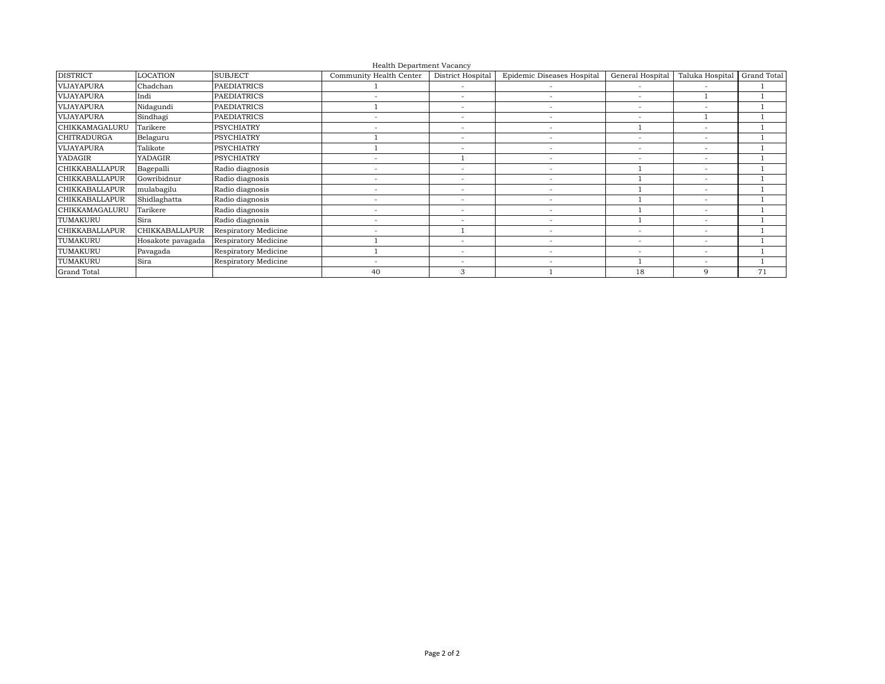Health Department Vacancy

| DISTRICT | LOCATION | SUBJECT | Community Health Center | District Hospital | Epidemic Diseases Hospital | General Hospital | Taluka Hospital | Grand Total |
|---|---|---|---|---|---|---|---|---|
| VIJAYAPURA | Chadchan | PAEDIATRICS | 1 | - | - | - | - | 1 |
| VIJAYAPURA | Indi | PAEDIATRICS | - | - | - | - | 1 | 1 |
| VIJAYAPURA | Nidagundi | PAEDIATRICS | 1 | - | - | - | - | 1 |
| VIJAYAPURA | Sindhagi | PAEDIATRICS | - | - | - | - | 1 | 1 |
| CHIKKAMAGALURU | Tarikere | PSYCHIATRY | - | - | - | 1 | - | 1 |
| CHITRADURGA | Belaguru | PSYCHIATRY | 1 | - | - | - | - | 1 |
| VIJAYAPURA | Talikote | PSYCHIATRY | 1 | - | - | - | - | 1 |
| YADAGIR | YADAGIR | PSYCHIATRY | - | 1 | - | - | - | 1 |
| CHIKKABALLAPUR | Bagepalli | Radio diagnosis | - | - | - | 1 | - | 1 |
| CHIKKABALLAPUR | Gowribidnur | Radio diagnosis | - | - | - | 1 | - | 1 |
| CHIKKABALLAPUR | mulabagilu | Radio diagnosis | - | - | - | 1 | - | 1 |
| CHIKKABALLAPUR | Shidlaghatta | Radio diagnosis | - | - | - | 1 | - | 1 |
| CHIKKAMAGALURU | Tarikere | Radio diagnosis | - | - | - | 1 | - | 1 |
| TUMAKURU | Sira | Radio diagnosis | - | - | - | 1 | - | 1 |
| CHIKKABALLAPUR | CHIKKABALLAPUR | Respiratory Medicine | - | 1 | - | - | - | 1 |
| TUMAKURU | Hosakote pavagada | Respiratory Medicine | 1 | - | - | - | - | 1 |
| TUMAKURU | Pavagada | Respiratory Medicine | 1 | - | - | - | - | 1 |
| TUMAKURU | Sira | Respiratory Medicine | - | - | - | 1 | - | 1 |
| Grand Total | | | 40 | 3 | 1 | 18 | 9 | 71 |